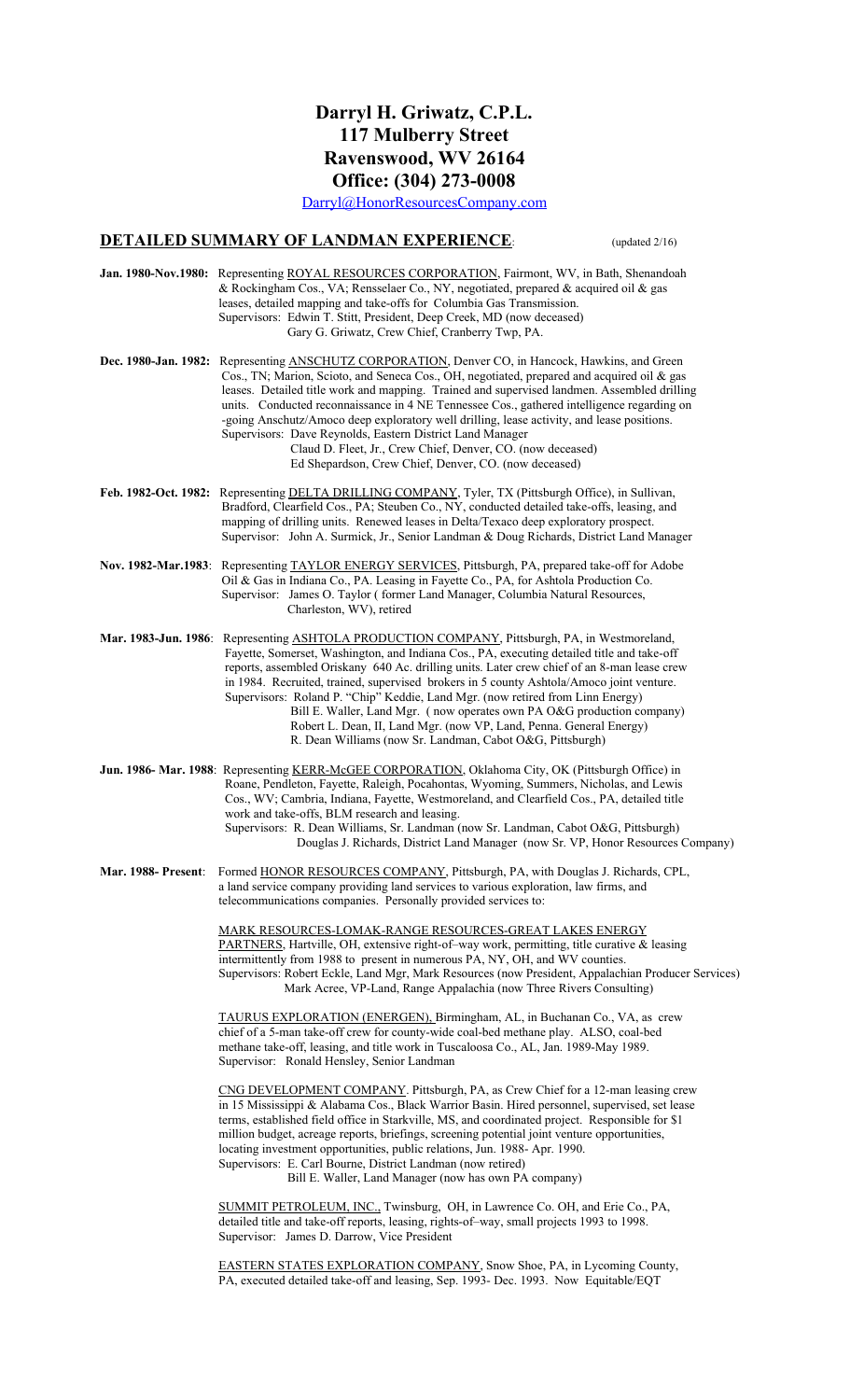# Darryl H. Griwatz, C.P.L.
# 117 Mulberry Street
# Ravenswood, WV 26164
# Office: (304) 273-0008

Darryl@HonorResourcesCompany.com

## DETAILED SUMMARY OF LANDMAN EXPERIENCE: (updated 2/16)

**Jan. 1980-Nov.1980:** Representing ROYAL RESOURCES CORPORATION, Fairmont, WV, in Bath, Shenandoah & Rockingham Cos., VA; Rensselaer Co., NY, negotiated, prepared & acquired oil & gas leases, detailed mapping and take-offs for Columbia Gas Transmission.
Supervisors: Edwin T. Stitt, President, Deep Creek, MD (now deceased)
Gary G. Griwatz, Crew Chief, Cranberry Twp, PA.

**Dec. 1980-Jan. 1982:** Representing ANSCHUTZ CORPORATION, Denver CO, in Hancock, Hawkins, and Green Cos., TN; Marion, Scioto, and Seneca Cos., OH, negotiated, prepared and acquired oil & gas leases. Detailed title work and mapping. Trained and supervised landmen. Assembled drilling units. Conducted reconnaissance in 4 NE Tennessee Cos., gathered intelligence regarding on -going Anschutz/Amoco deep exploratory well drilling, lease activity, and lease positions.
Supervisors: Dave Reynolds, Eastern District Land Manager
Claud D. Fleet, Jr., Crew Chief, Denver, CO. (now deceased)
Ed Shepardson, Crew Chief, Denver, CO. (now deceased)

**Feb. 1982-Oct. 1982:** Representing DELTA DRILLING COMPANY, Tyler, TX (Pittsburgh Office), in Sullivan, Bradford, Clearfield Cos., PA; Steuben Co., NY, conducted detailed take-offs, leasing, and mapping of drilling units. Renewed leases in Delta/Texaco deep exploratory prospect.
Supervisor: John A. Surmick, Jr., Senior Landman & Doug Richards, District Land Manager

**Nov. 1982-Mar.1983:** Representing TAYLOR ENERGY SERVICES, Pittsburgh, PA, prepared take-off for Adobe Oil & Gas in Fayette Co., PA, for Ashtola Production Co.
Supervisor: James O. Taylor ( former Land Manager, Columbia Natural Resources, Charleston, WV), retired

**Mar. 1983-Jun. 1986:** Representing ASHTOLA PRODUCTION COMPANY, Pittsburgh, PA, in Westmoreland, Fayette, Somerset, Washington, and Indiana Cos., PA, executing detailed title and take-off reports, assembled Oriskany 640 Ac. drilling units. Later crew chief of an 8-man lease crew in 1984. Recruited, trained, supervised brokers in 5 county Ashtola/Amoco joint venture.
Supervisors: Roland P. "Chip" Keddie, Land Mgr. (now retired from Linn Energy)
Bill E. Waller, Land Mgr. ( now operates own PA O&G production company)
Robert L. Dean, II, Land Mgr. (now VP, Land, Penna. General Energy)
R. Dean Williams (now Sr. Landman, Cabot O&G, Pittsburgh)

**Jun. 1986- Mar. 1988:** Representing KERR-McGEE CORPORATION, Oklahoma City, OK (Pittsburgh Office) in Roane, Pendleton, Fayette, Raleigh, Pocahontas, Wyoming, Summers, Nicholas, and Lewis Cos., WV; Cambria, Indiana, Fayette, Westmoreland, and Clearfield Cos., PA, detailed title work and take-offs, BLM research and leasing.
Supervisors: R. Dean Williams, Sr. Landman (now Sr. Landman, Cabot O&G, Pittsburgh)
Douglas J. Richards, District Land Manager (now Sr. VP, Honor Resources Company)

**Mar. 1988- Present:** Formed HONOR RESOURCES COMPANY, Pittsburgh, PA, with Douglas J. Richards, CPL, a land service company providing land services to various exploration, law firms, and telecommunications companies. Personally provided services to:

MARK RESOURCES-LOMAK-RANGE RESOURCES-GREAT LAKES ENERGY PARTNERS, Hartville, OH, extensive right-of–way work, permitting, title curative & leasing intermittently from 1988 to present in numerous PA, NY, OH, and WV counties.
Supervisors: Robert Eckle, Land Mgr, Mark Resources (now President, Appalachian Producer Services)
Mark Acree, VP-Land, Range Appalachia (now Three Rivers Consulting)

TAURUS EXPLORATION (ENERGEN), Birmingham, AL, in Buchanan Co., VA, as crew chief of a 5-man take-off crew for county-wide coal-bed methane play. ALSO, coal-bed methane take-off, leasing, and title work in Tuscaloosa Co., AL, Jan. 1989-May 1989.
Supervisor: Ronald Hensley, Senior Landman

CNG DEVELOPMENT COMPANY. Pittsburgh, PA, as Crew Chief for a 12-man leasing crew in 15 Mississippi & Alabama Cos., Black Warrior Basin. Hired personnel, supervised, set lease terms, established field office in Starkville, MS, and coordinated project. Responsible for $1 million budget, acreage reports, briefings, screening potential joint venture opportunities, locating investment opportunities, public relations, Jun. 1988- Apr. 1990.
Supervisors: E. Carl Bourne, District Landman (now retired)
Bill E. Waller, Land Manager (now has own PA company)

SUMMIT PETROLEUM, INC., Twinsburg, OH, in Lawrence Co. OH, and Erie Co., PA, detailed title and take-off reports, leasing, rights-of–way, small projects 1993 to 1998.
Supervisor: James D. Darrow, Vice President

EASTERN STATES EXPLORATION COMPANY, Snow Shoe, PA, in Lycoming County, PA, executed detailed take-off and leasing, Sep. 1993- Dec. 1993. Now Equitable/EQT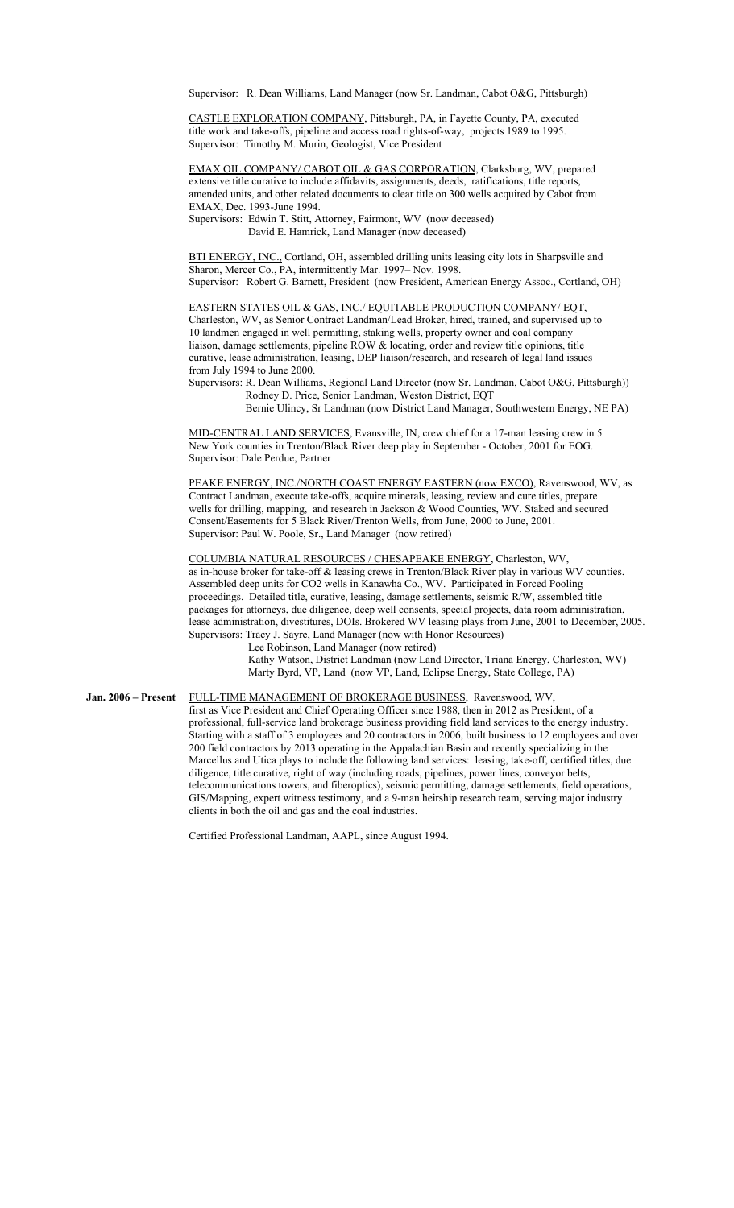Supervisor: R. Dean Williams, Land Manager (now Sr. Landman, Cabot O&G, Pittsburgh)

CASTLE EXPLORATION COMPANY, Pittsburgh, PA, in Fayette County, PA, executed title work and take-offs, pipeline and access road rights-of-way, projects 1989 to 1995.
Supervisor: Timothy M. Murin, Geologist, Vice President

EMAX OIL COMPANY/ CABOT OIL & GAS CORPORATION, Clarksburg, WV, prepared extensive title curative to include affidavits, assignments, deeds, ratifications, title reports, amended units, and other related documents to clear title on 300 wells acquired by Cabot from EMAX, Dec. 1993-June 1994.
Supervisors: Edwin T. Stitt, Attorney, Fairmont, WV (now deceased)
David E. Hamrick, Land Manager (now deceased)

BTI ENERGY, INC., Cortland, OH, assembled drilling units leasing city lots in Sharpsville and Sharon, Mercer Co., PA, intermittently Mar. 1997– Nov. 1998.
Supervisor: Robert G. Barnett, President (now President, American Energy Assoc., Cortland, OH)

EASTERN STATES OIL & GAS, INC./ EQUITABLE PRODUCTION COMPANY/ EQT, Charleston, WV, as Senior Contract Landman/Lead Broker, hired, trained, and supervised up to 10 landmen engaged in well permitting, staking wells, property owner and coal company liaison, damage settlements, pipeline ROW & locating, order and review title opinions, title curative, lease administration, leasing, DEP liaison/research, and research of legal land issues from July 1994 to June 2000.
Supervisors: R. Dean Williams, Regional Land Director (now Sr. Landman, Cabot O&G, Pittsburgh))
Rodney D. Price, Senior Landman, Weston District, EQT
Bernie Ulincy, Sr Landman (now District Land Manager, Southwestern Energy, NE PA)

MID-CENTRAL LAND SERVICES, Evansville, IN, crew chief for a 17-man leasing crew in 5 New York counties in Trenton/Black River deep play in September - October, 2001 for EOG.
Supervisor: Dale Perdue, Partner

PEAKE ENERGY, INC./NORTH COAST ENERGY EASTERN (now EXCO), Ravenswood, WV, as Contract Landman, execute take-offs, acquire minerals, leasing, review and cure titles, prepare wells for drilling, mapping, and research in Jackson & Wood Counties, WV. Staked and secured Consent/Easements for 5 Black River/Trenton Wells, from June, 2000 to June, 2001.
Supervisor: Paul W. Poole, Sr., Land Manager (now retired)

COLUMBIA NATURAL RESOURCES / CHESAPEAKE ENERGY, Charleston, WV, as in-house broker for take-off & leasing crews in Trenton/Black River play in various WV counties. Assembled deep units for CO2 wells in Kanawha Co., WV. Participated in Forced Pooling proceedings. Detailed title, curative, leasing, damage settlements, seismic R/W, assembled title packages for attorneys, due diligence, deep well consents, special projects, data room administration, lease administration, divestitures, DOIs. Brokered WV leasing plays from June, 2001 to December, 2005.
Supervisors: Tracy J. Sayre, Land Manager (now with Honor Resources)
Lee Robinson, Land Manager (now retired)
Kathy Watson, District Landman (now Land Director, Triana Energy, Charleston, WV)
Marty Byrd, VP, Land (now VP, Land, Eclipse Energy, State College, PA)

**Jan. 2006 – Present** FULL-TIME MANAGEMENT OF BROKERAGE BUSINESS, Ravenswood, WV, first as Vice President and Chief Operating Officer since 1988, then in 2012 as President, of a professional, full-service land brokerage business providing field land services to the energy industry. Starting with a staff of 3 employees and 20 contractors in 2006, built business to 12 employees and over 200 field contractors by 2013 operating in the Appalachian Basin and recently specializing in the Marcellus and Utica plays to include the following land services: leasing, take-off, certified titles, due diligence, title curative, right of way (including roads, pipelines, power lines, conveyor belts, telecommunications towers, and fiberoptics), seismic permitting, damage settlements, field operations, GIS/Mapping, expert witness testimony, and a 9-man heirship research team, serving major industry clients in both the oil and gas and the coal industries.

Certified Professional Landman, AAPL, since August 1994.